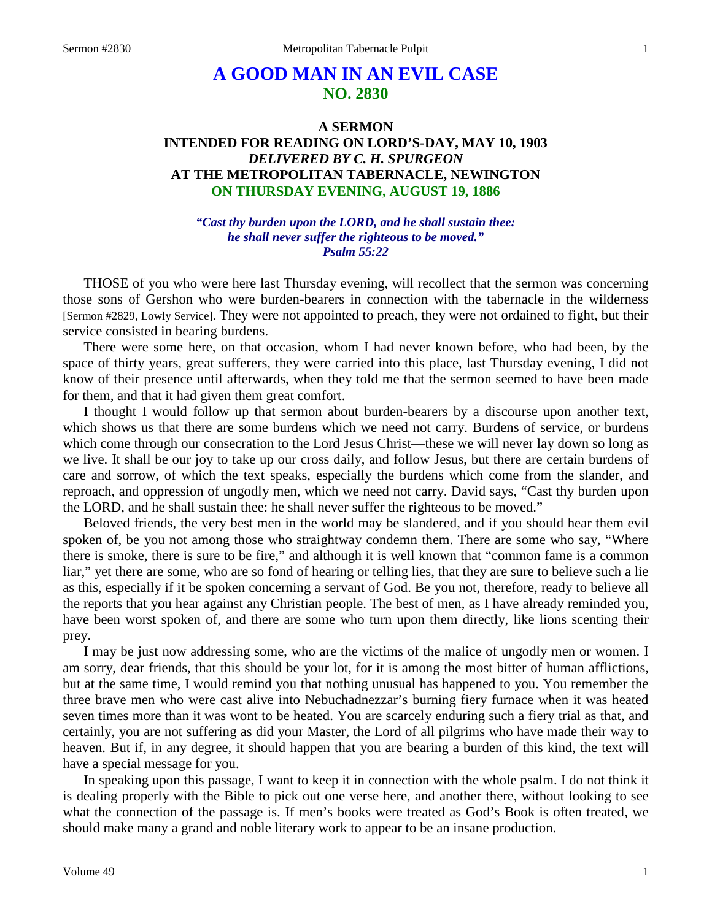# A GOOD MAN IN AN EVIL CASE
## NO. 2830

### A SERMON
### INTENDED FOR READING ON LORD'S-DAY, MAY 10, 1903
### *DELIVERED BY C. H. SPURGEON*
### AT THE METROPOLITAN TABERNACLE, NEWINGTON
### ON THURSDAY EVENING, AUGUST 19, 1886

***"Cast thy burden upon the LORD, and he shall sustain thee: he shall never suffer the righteous to be moved." Psalm 55:22***

THOSE of you who were here last Thursday evening, will recollect that the sermon was concerning those sons of Gershon who were burden-bearers in connection with the tabernacle in the wilderness [Sermon #2829, Lowly Service]. They were not appointed to preach, they were not ordained to fight, but their service consisted in bearing burdens.

There were some here, on that occasion, whom I had never known before, who had been, by the space of thirty years, great sufferers, they were carried into this place, last Thursday evening, I did not know of their presence until afterwards, when they told me that the sermon seemed to have been made for them, and that it had given them great comfort.

I thought I would follow up that sermon about burden-bearers by a discourse upon another text, which shows us that there are some burdens which we need not carry. Burdens of service, or burdens which come through our consecration to the Lord Jesus Christ—these we will never lay down so long as we live. It shall be our joy to take up our cross daily, and follow Jesus, but there are certain burdens of care and sorrow, of which the text speaks, especially the burdens which come from the slander, and reproach, and oppression of ungodly men, which we need not carry. David says, "Cast thy burden upon the LORD, and he shall sustain thee: he shall never suffer the righteous to be moved."

Beloved friends, the very best men in the world may be slandered, and if you should hear them evil spoken of, be you not among those who straightway condemn them. There are some who say, "Where there is smoke, there is sure to be fire," and although it is well known that "common fame is a common liar," yet there are some, who are so fond of hearing or telling lies, that they are sure to believe such a lie as this, especially if it be spoken concerning a servant of God. Be you not, therefore, ready to believe all the reports that you hear against any Christian people. The best of men, as I have already reminded you, have been worst spoken of, and there are some who turn upon them directly, like lions scenting their prey.

I may be just now addressing some, who are the victims of the malice of ungodly men or women. I am sorry, dear friends, that this should be your lot, for it is among the most bitter of human afflictions, but at the same time, I would remind you that nothing unusual has happened to you. You remember the three brave men who were cast alive into Nebuchadnezzar's burning fiery furnace when it was heated seven times more than it was wont to be heated. You are scarcely enduring such a fiery trial as that, and certainly, you are not suffering as did your Master, the Lord of all pilgrims who have made their way to heaven. But if, in any degree, it should happen that you are bearing a burden of this kind, the text will have a special message for you.

In speaking upon this passage, I want to keep it in connection with the whole psalm. I do not think it is dealing properly with the Bible to pick out one verse here, and another there, without looking to see what the connection of the passage is. If men's books were treated as God's Book is often treated, we should make many a grand and noble literary work to appear to be an insane production.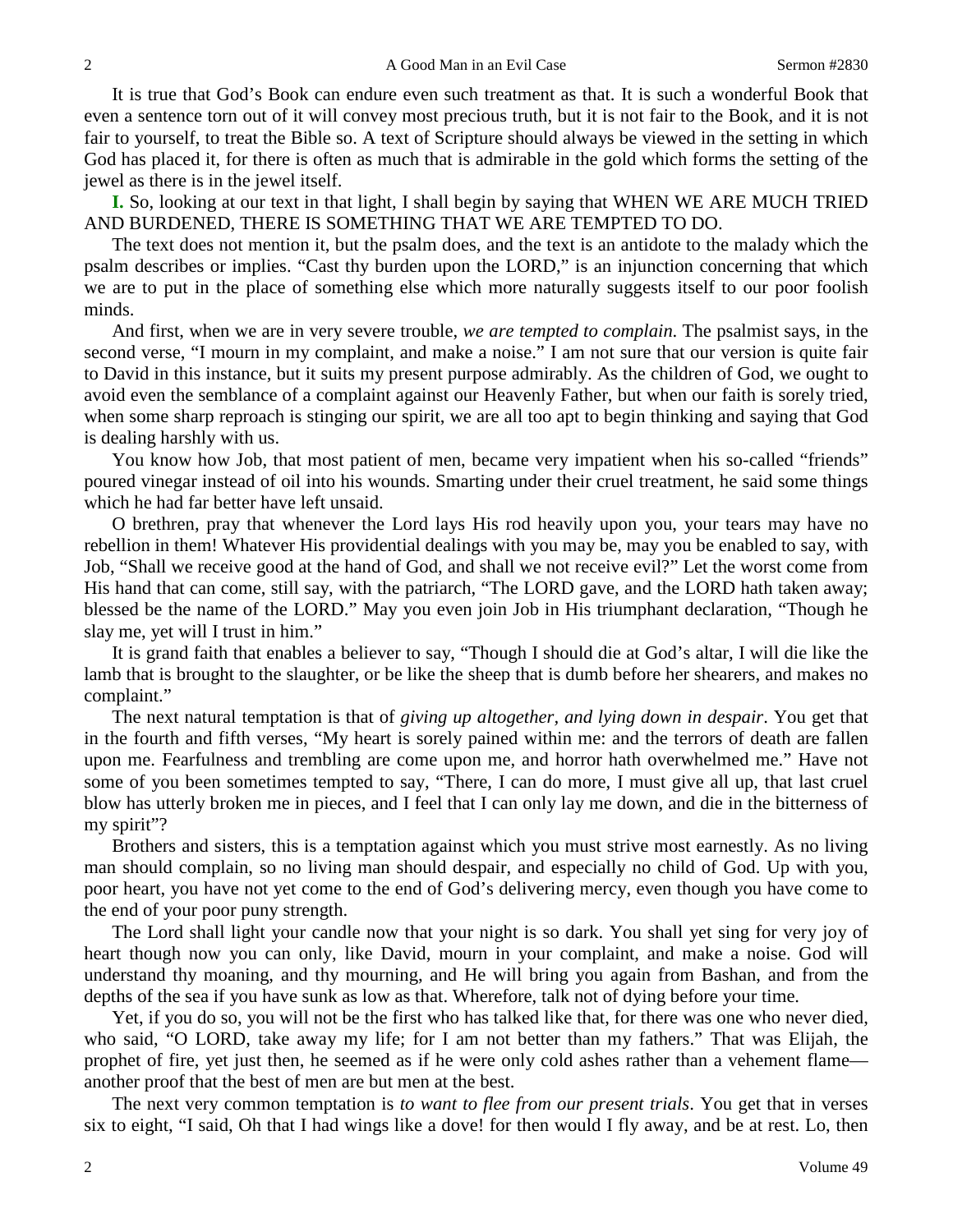It is true that God's Book can endure even such treatment as that. It is such a wonderful Book that even a sentence torn out of it will convey most precious truth, but it is not fair to the Book, and it is not fair to yourself, to treat the Bible so. A text of Scripture should always be viewed in the setting in which God has placed it, for there is often as much that is admirable in the gold which forms the setting of the jewel as there is in the jewel itself.

**I.** So, looking at our text in that light, I shall begin by saying that WHEN WE ARE MUCH TRIED AND BURDENED, THERE IS SOMETHING THAT WE ARE TEMPTED TO DO.

The text does not mention it, but the psalm does, and the text is an antidote to the malady which the psalm describes or implies. "Cast thy burden upon the LORD," is an injunction concerning that which we are to put in the place of something else which more naturally suggests itself to our poor foolish minds.

And first, when we are in very severe trouble, *we are tempted to complain*. The psalmist says, in the second verse, "I mourn in my complaint, and make a noise." I am not sure that our version is quite fair to David in this instance, but it suits my present purpose admirably. As the children of God, we ought to avoid even the semblance of a complaint against our Heavenly Father, but when our faith is sorely tried, when some sharp reproach is stinging our spirit, we are all too apt to begin thinking and saying that God is dealing harshly with us.

You know how Job, that most patient of men, became very impatient when his so-called "friends" poured vinegar instead of oil into his wounds. Smarting under their cruel treatment, he said some things which he had far better have left unsaid.

O brethren, pray that whenever the Lord lays His rod heavily upon you, your tears may have no rebellion in them! Whatever His providential dealings with you may be, may you be enabled to say, with Job, "Shall we receive good at the hand of God, and shall we not receive evil?" Let the worst come from His hand that can come, still say, with the patriarch, "The LORD gave, and the LORD hath taken away; blessed be the name of the LORD." May you even join Job in His triumphant declaration, "Though he slay me, yet will I trust in him."

It is grand faith that enables a believer to say, "Though I should die at God's altar, I will die like the lamb that is brought to the slaughter, or be like the sheep that is dumb before her shearers, and makes no complaint."

The next natural temptation is that of *giving up altogether, and lying down in despair*. You get that in the fourth and fifth verses, "My heart is sorely pained within me: and the terrors of death are fallen upon me. Fearfulness and trembling are come upon me, and horror hath overwhelmed me." Have not some of you been sometimes tempted to say, "There, I can do more, I must give all up, that last cruel blow has utterly broken me in pieces, and I feel that I can only lay me down, and die in the bitterness of my spirit"?

Brothers and sisters, this is a temptation against which you must strive most earnestly. As no living man should complain, so no living man should despair, and especially no child of God. Up with you, poor heart, you have not yet come to the end of God's delivering mercy, even though you have come to the end of your poor puny strength.

The Lord shall light your candle now that your night is so dark. You shall yet sing for very joy of heart though now you can only, like David, mourn in your complaint, and make a noise. God will understand thy moaning, and thy mourning, and He will bring you again from Bashan, and from the depths of the sea if you have sunk as low as that. Wherefore, talk not of dying before your time.

Yet, if you do so, you will not be the first who has talked like that, for there was one who never died, who said, "O LORD, take away my life; for I am not better than my fathers." That was Elijah, the prophet of fire, yet just then, he seemed as if he were only cold ashes rather than a vehement flame—another proof that the best of men are but men at the best.

The next very common temptation is *to want to flee from our present trials*. You get that in verses six to eight, "I said, Oh that I had wings like a dove! for then would I fly away, and be at rest. Lo, then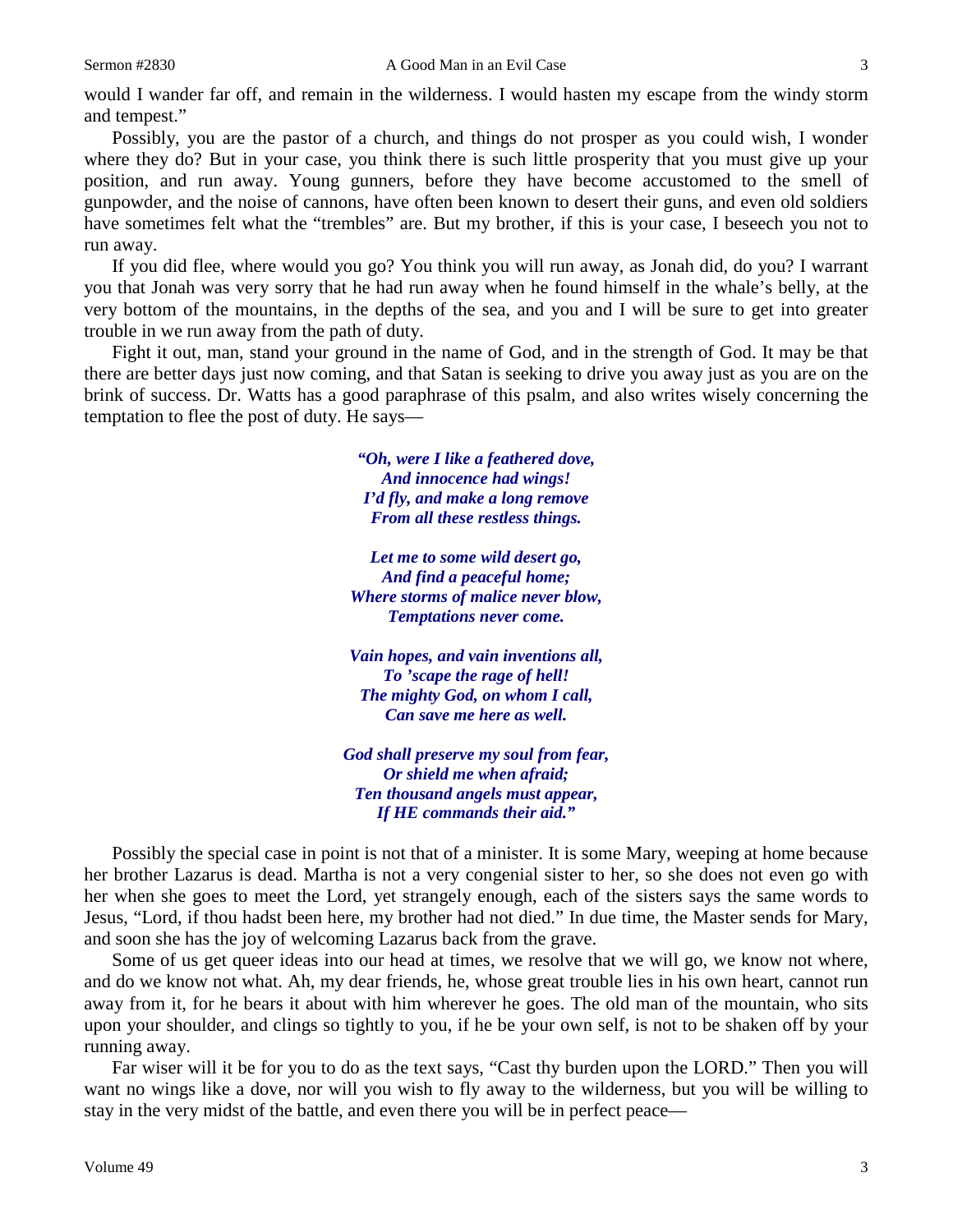would I wander far off, and remain in the wilderness. I would hasten my escape from the windy storm and tempest."

Possibly, you are the pastor of a church, and things do not prosper as you could wish, I wonder where they do? But in your case, you think there is such little prosperity that you must give up your position, and run away. Young gunners, before they have become accustomed to the smell of gunpowder, and the noise of cannons, have often been known to desert their guns, and even old soldiers have sometimes felt what the "trembles" are. But my brother, if this is your case, I beseech you not to run away.

If you did flee, where would you go? You think you will run away, as Jonah did, do you? I warrant you that Jonah was very sorry that he had run away when he found himself in the whale's belly, at the very bottom of the mountains, in the depths of the sea, and you and I will be sure to get into greater trouble in we run away from the path of duty.

Fight it out, man, stand your ground in the name of God, and in the strength of God. It may be that there are better days just now coming, and that Satan is seeking to drive you away just as you are on the brink of success. Dr. Watts has a good paraphrase of this psalm, and also writes wisely concerning the temptation to flee the post of duty. He says—

> ***"Oh, were I like a feathered dove,***
> ***And innocence had wings!***
> ***I'd fly, and make a long remove***
> ***From all these restless things.***
>
> ***Let me to some wild desert go,***
> ***And find a peaceful home;***
> ***Where storms of malice never blow,***
> ***Temptations never come.***
>
> ***Vain hopes, and vain inventions all,***
> ***To 'scape the rage of hell!***
> ***The mighty God, on whom I call,***
> ***Can save me here as well.***
>
> ***God shall preserve my soul from fear,***
> ***Or shield me when afraid;***
> ***Ten thousand angels must appear,***
> ***If HE commands their aid."***

Possibly the special case in point is not that of a minister. It is some Mary, weeping at home because her brother Lazarus is dead. Martha is not a very congenial sister to her, so she does not even go with her when she goes to meet the Lord, yet strangely enough, each of the sisters says the same words to Jesus, "Lord, if thou hadst been here, my brother had not died." In due time, the Master sends for Mary, and soon she has the joy of welcoming Lazarus back from the grave.

Some of us get queer ideas into our head at times, we resolve that we will go, we know not where, and do we know not what. Ah, my dear friends, he, whose great trouble lies in his own heart, cannot run away from it, for he bears it about with him wherever he goes. The old man of the mountain, who sits upon your shoulder, and clings so tightly to you, if he be your own self, is not to be shaken off by your running away.

Far wiser will it be for you to do as the text says, "Cast thy burden upon the LORD." Then you will want no wings like a dove, nor will you wish to fly away to the wilderness, but you will be willing to stay in the very midst of the battle, and even there you will be in perfect peace—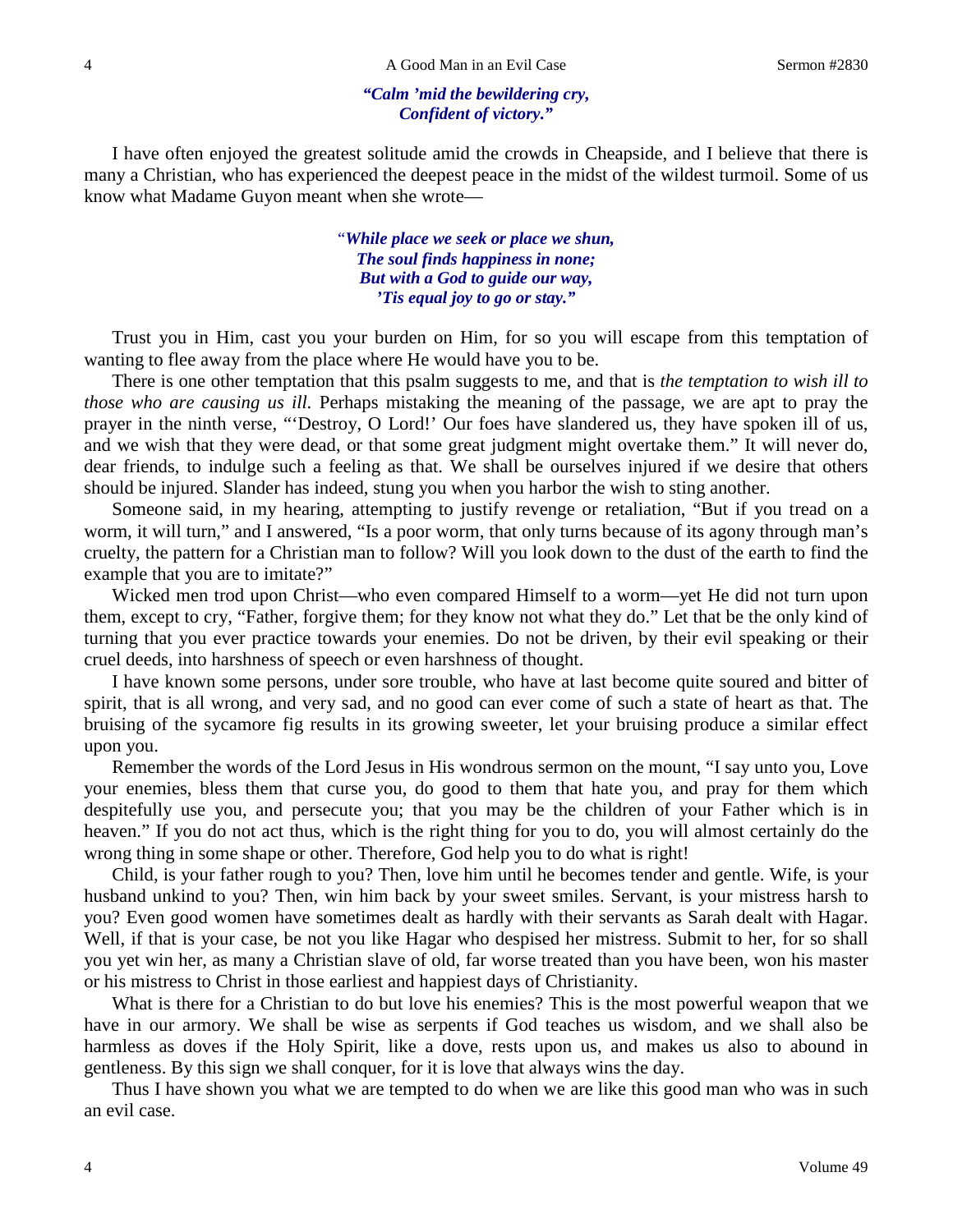*"Calm 'mid the bewildering cry,*
*Confident of victory."*

I have often enjoyed the greatest solitude amid the crowds in Cheapside, and I believe that there is many a Christian, who has experienced the deepest peace in the midst of the wildest turmoil. Some of us know what Madame Guyon meant when she wrote—

*"While place we seek or place we shun,*
*The soul finds happiness in none;*
*But with a God to guide our way,*
*'Tis equal joy to go or stay."*

Trust you in Him, cast you your burden on Him, for so you will escape from this temptation of wanting to flee away from the place where He would have you to be.

There is one other temptation that this psalm suggests to me, and that is *the temptation to wish ill to those who are causing us ill.* Perhaps mistaking the meaning of the passage, we are apt to pray the prayer in the ninth verse, "'Destroy, O Lord!' Our foes have slandered us, they have spoken ill of us, and we wish that they were dead, or that some great judgment might overtake them." It will never do, dear friends, to indulge such a feeling as that. We shall be ourselves injured if we desire that others should be injured. Slander has indeed, stung you when you harbor the wish to sting another.

Someone said, in my hearing, attempting to justify revenge or retaliation, "But if you tread on a worm, it will turn," and I answered, "Is a poor worm, that only turns because of its agony through man's cruelty, the pattern for a Christian man to follow? Will you look down to the dust of the earth to find the example that you are to imitate?"

Wicked men trod upon Christ—who even compared Himself to a worm—yet He did not turn upon them, except to cry, "Father, forgive them; for they know not what they do." Let that be the only kind of turning that you ever practice towards your enemies. Do not be driven, by their evil speaking or their cruel deeds, into harshness of speech or even harshness of thought.

I have known some persons, under sore trouble, who have at last become quite soured and bitter of spirit, that is all wrong, and very sad, and no good can ever come of such a state of heart as that. The bruising of the sycamore fig results in its growing sweeter, let your bruising produce a similar effect upon you.

Remember the words of the Lord Jesus in His wondrous sermon on the mount, "I say unto you, Love your enemies, bless them that curse you, do good to them that hate you, and pray for them which despitefully use you, and persecute you; that you may be the children of your Father which is in heaven." If you do not act thus, which is the right thing for you to do, you will almost certainly do the wrong thing in some shape or other. Therefore, God help you to do what is right!

Child, is your father rough to you? Then, love him until he becomes tender and gentle. Wife, is your husband unkind to you? Then, win him back by your sweet smiles. Servant, is your mistress harsh to you? Even good women have sometimes dealt as hardly with their servants as Sarah dealt with Hagar. Well, if that is your case, be not you like Hagar who despised her mistress. Submit to her, for so shall you yet win her, as many a Christian slave of old, far worse treated than you have been, won his master or his mistress to Christ in those earliest and happiest days of Christianity.

What is there for a Christian to do but love his enemies? This is the most powerful weapon that we have in our armory. We shall be wise as serpents if God teaches us wisdom, and we shall also be harmless as doves if the Holy Spirit, like a dove, rests upon us, and makes us also to abound in gentleness. By this sign we shall conquer, for it is love that always wins the day.

Thus I have shown you what we are tempted to do when we are like this good man who was in such an evil case.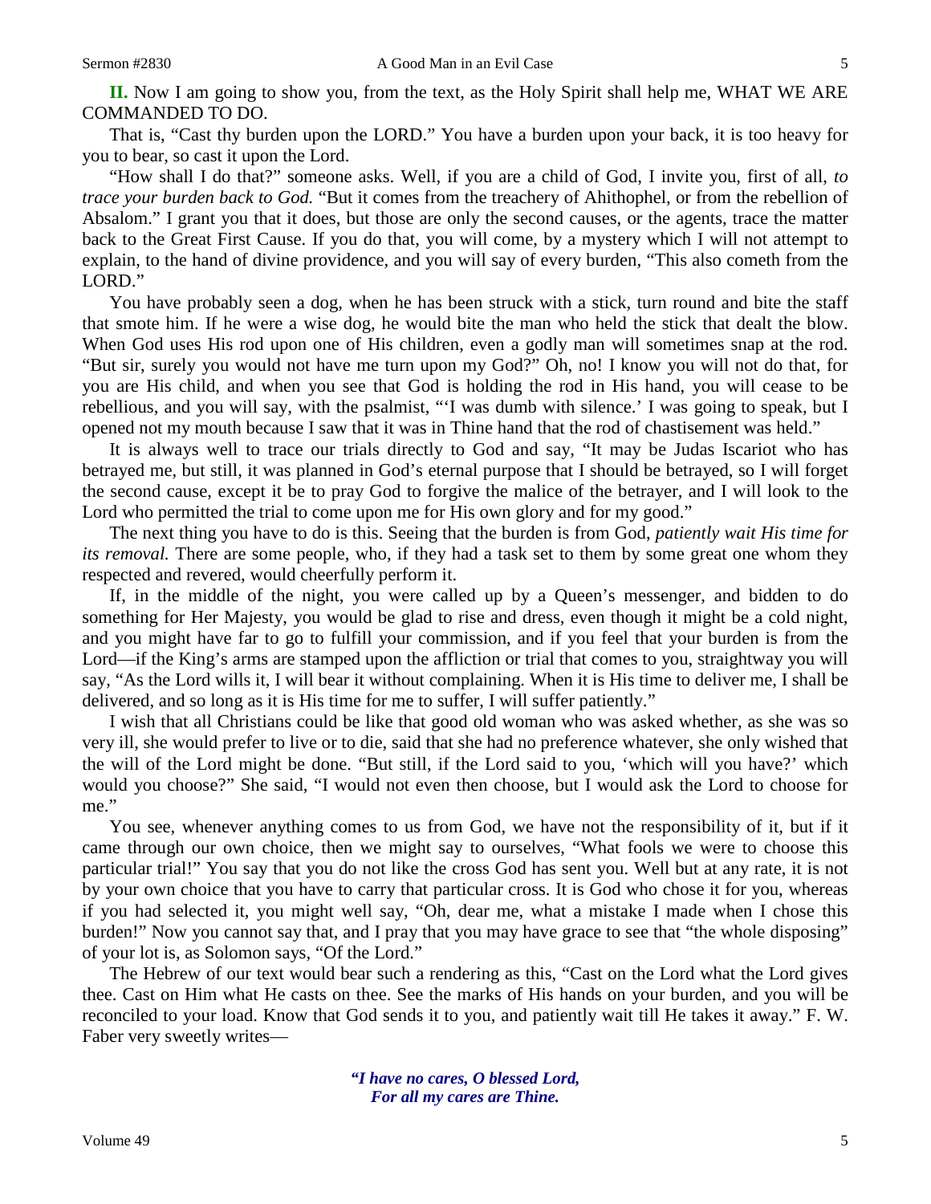**II.** Now I am going to show you, from the text, as the Holy Spirit shall help me, WHAT WE ARE COMMANDED TO DO.

That is, "Cast thy burden upon the LORD." You have a burden upon your back, it is too heavy for you to bear, so cast it upon the Lord.

"How shall I do that?" someone asks. Well, if you are a child of God, I invite you, first of all, *to trace your burden back to God.* "But it comes from the treachery of Ahithophel, or from the rebellion of Absalom." I grant you that it does, but those are only the second causes, or the agents, trace the matter back to the Great First Cause. If you do that, you will come, by a mystery which I will not attempt to explain, to the hand of divine providence, and you will say of every burden, "This also cometh from the LORD."

You have probably seen a dog, when he has been struck with a stick, turn round and bite the staff that smote him. If he were a wise dog, he would bite the man who held the stick that dealt the blow. When God uses His rod upon one of His children, even a godly man will sometimes snap at the rod. "But sir, surely you would not have me turn upon my God?" Oh, no! I know you will not do that, for you are His child, and when you see that God is holding the rod in His hand, you will cease to be rebellious, and you will say, with the psalmist, "'I was dumb with silence.' I was going to speak, but I opened not my mouth because I saw that it was in Thine hand that the rod of chastisement was held."

It is always well to trace our trials directly to God and say, "It may be Judas Iscariot who has betrayed me, but still, it was planned in God's eternal purpose that I should be betrayed, so I will forget the second cause, except it be to pray God to forgive the malice of the betrayer, and I will look to the Lord who permitted the trial to come upon me for His own glory and for my good."

The next thing you have to do is this. Seeing that the burden is from God, *patiently wait His time for its removal.* There are some people, who, if they had a task set to them by some great one whom they respected and revered, would cheerfully perform it.

If, in the middle of the night, you were called up by a Queen's messenger, and bidden to do something for Her Majesty, you would be glad to rise and dress, even though it might be a cold night, and you might have far to go to fulfill your commission, and if you feel that your burden is from the Lord—if the King's arms are stamped upon the affliction or trial that comes to you, straightway you will say, "As the Lord wills it, I will bear it without complaining. When it is His time to deliver me, I shall be delivered, and so long as it is His time for me to suffer, I will suffer patiently."

I wish that all Christians could be like that good old woman who was asked whether, as she was so very ill, she would prefer to live or to die, said that she had no preference whatever, she only wished that the will of the Lord might be done. "But still, if the Lord said to you, 'which will you have?' which would you choose?" She said, "I would not even then choose, but I would ask the Lord to choose for me."

You see, whenever anything comes to us from God, we have not the responsibility of it, but if it came through our own choice, then we might say to ourselves, "What fools we were to choose this particular trial!" You say that you do not like the cross God has sent you. Well but at any rate, it is not by your own choice that you have to carry that particular cross. It is God who chose it for you, whereas if you had selected it, you might well say, "Oh, dear me, what a mistake I made when I chose this burden!" Now you cannot say that, and I pray that you may have grace to see that "the whole disposing" of your lot is, as Solomon says, "Of the Lord."

The Hebrew of our text would bear such a rendering as this, "Cast on the Lord what the Lord gives thee. Cast on Him what He casts on thee. See the marks of His hands on your burden, and you will be reconciled to your load. Know that God sends it to you, and patiently wait till He takes it away." F. W. Faber very sweetly writes—

> ***"I have no cares, O blessed Lord,***
> ***For all my cares are Thine.***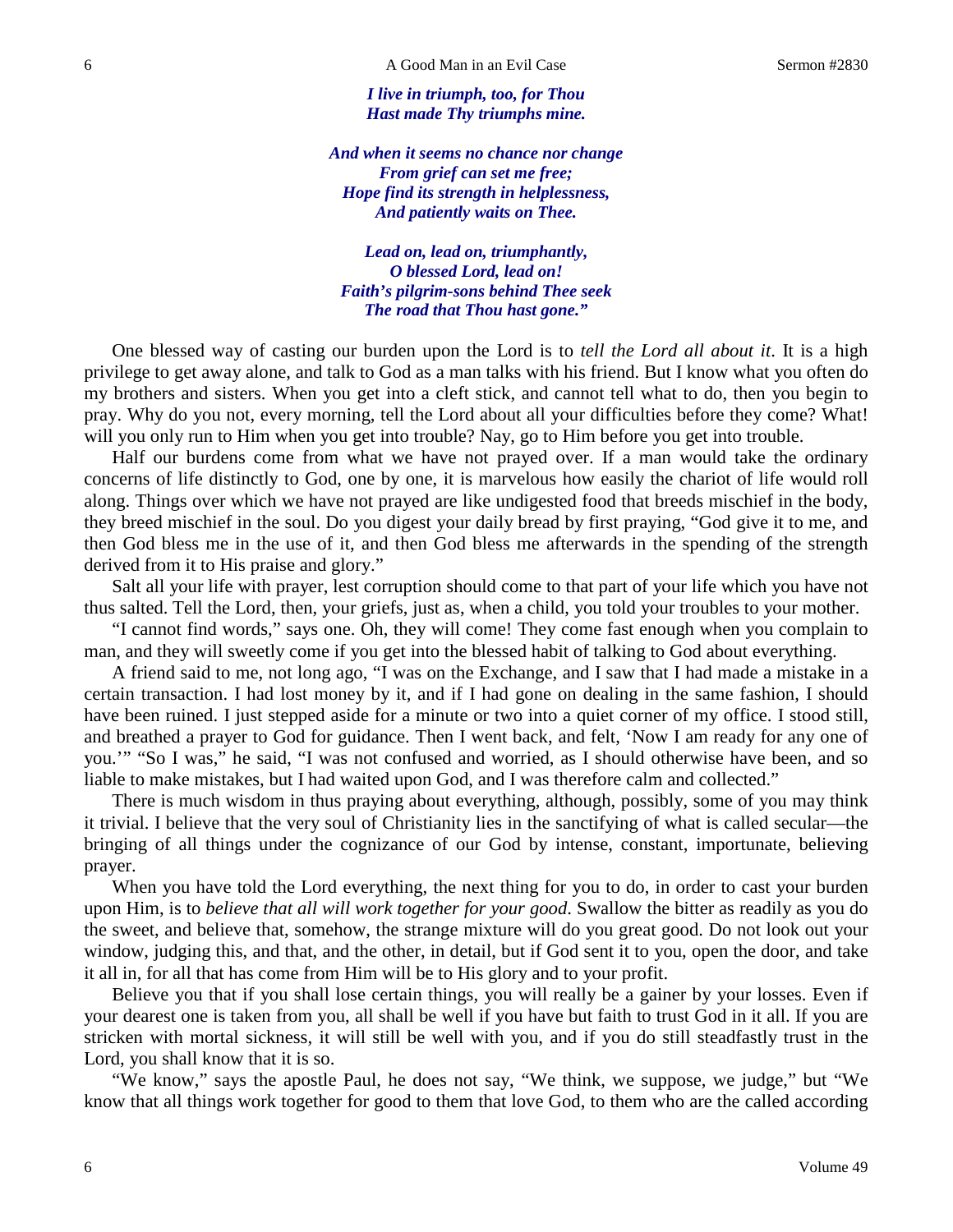***I live in triumph, too, for Thou***
***Hast made Thy triumphs mine.***

***And when it seems no chance nor change***
***From grief can set me free;***
***Hope find its strength in helplessness,***
***And patiently waits on Thee.***

***Lead on, lead on, triumphantly,***
***O blessed Lord, lead on!***
***Faith's pilgrim-sons behind Thee seek***
***The road that Thou hast gone."***

One blessed way of casting our burden upon the Lord is to *tell the Lord all about it*. It is a high privilege to get away alone, and talk to God as a man talks with his friend. But I know what you often do my brothers and sisters. When you get into a cleft stick, and cannot tell what to do, then you begin to pray. Why do you not, every morning, tell the Lord about all your difficulties before they come? What! will you only run to Him when you get into trouble? Nay, go to Him before you get into trouble.

Half our burdens come from what we have not prayed over. If a man would take the ordinary concerns of life distinctly to God, one by one, it is marvelous how easily the chariot of life would roll along. Things over which we have not prayed are like undigested food that breeds mischief in the body, they breed mischief in the soul. Do you digest your daily bread by first praying, "God give it to me, and then God bless me in the use of it, and then God bless me afterwards in the spending of the strength derived from it to His praise and glory."

Salt all your life with prayer, lest corruption should come to that part of your life which you have not thus salted. Tell the Lord, then, your griefs, just as, when a child, you told your troubles to your mother.

"I cannot find words," says one. Oh, they will come! They come fast enough when you complain to man, and they will sweetly come if you get into the blessed habit of talking to God about everything.

A friend said to me, not long ago, "I was on the Exchange, and I saw that I had made a mistake in a certain transaction. I had lost money by it, and if I had gone on dealing in the same fashion, I should have been ruined. I just stepped aside for a minute or two into a quiet corner of my office. I stood still, and breathed a prayer to God for guidance. Then I went back, and felt, 'Now I am ready for any one of you.'" "So I was," he said, "I was not confused and worried, as I should otherwise have been, and so liable to make mistakes, but I had waited upon God, and I was therefore calm and collected."

There is much wisdom in thus praying about everything, although, possibly, some of you may think it trivial. I believe that the very soul of Christianity lies in the sanctifying of what is called secular—the bringing of all things under the cognizance of our God by intense, constant, importunate, believing prayer.

When you have told the Lord everything, the next thing for you to do, in order to cast your burden upon Him, is to *believe that all will work together for your good*. Swallow the bitter as readily as you do the sweet, and believe that, somehow, the strange mixture will do you great good. Do not look out your window, judging this, and that, and the other, in detail, but if God sent it to you, open the door, and take it all in, for all that has come from Him will be to His glory and to your profit.

Believe you that if you shall lose certain things, you will really be a gainer by your losses. Even if your dearest one is taken from you, all shall be well if you have but faith to trust God in it all. If you are stricken with mortal sickness, it will still be well with you, and if you do still steadfastly trust in the Lord, you shall know that it is so.

"We know," says the apostle Paul, he does not say, "We think, we suppose, we judge," but "We know that all things work together for good to them that love God, to them who are the called according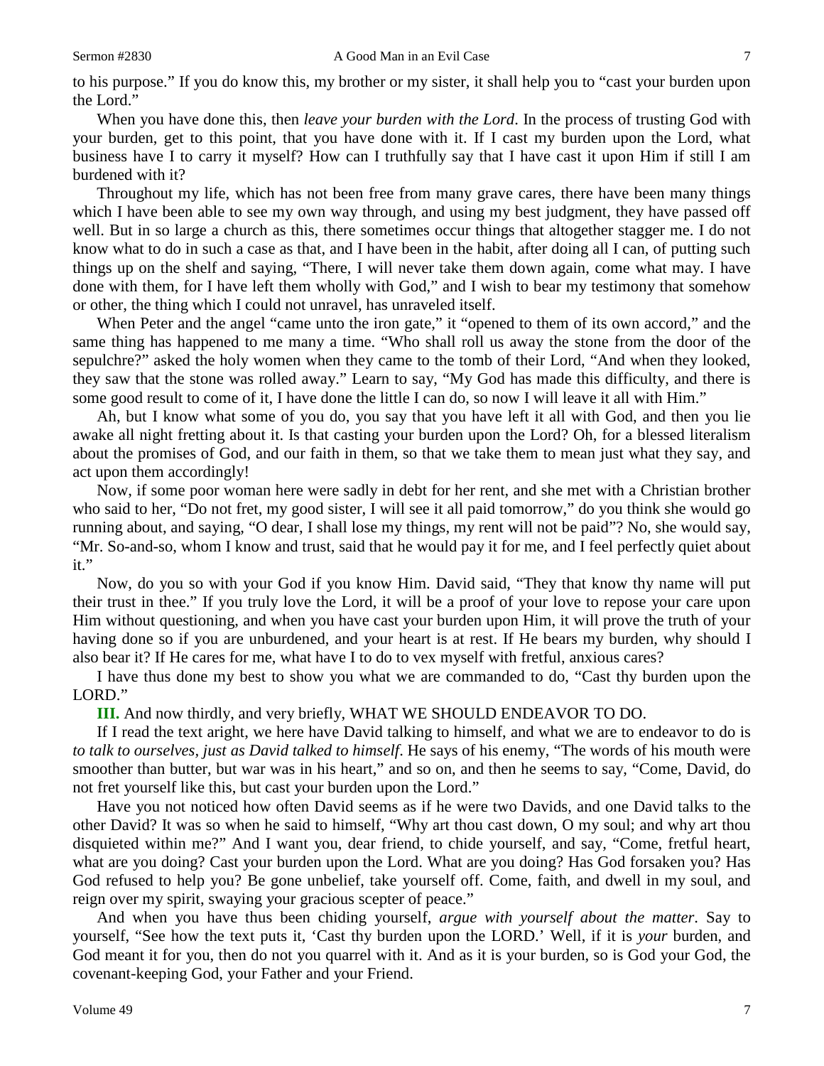to his purpose." If you do know this, my brother or my sister, it shall help you to "cast your burden upon the Lord."

When you have done this, then *leave your burden with the Lord*. In the process of trusting God with your burden, get to this point, that you have done with it. If I cast my burden upon the Lord, what business have I to carry it myself? How can I truthfully say that I have cast it upon Him if still I am burdened with it?

Throughout my life, which has not been free from many grave cares, there have been many things which I have been able to see my own way through, and using my best judgment, they have passed off well. But in so large a church as this, there sometimes occur things that altogether stagger me. I do not know what to do in such a case as that, and I have been in the habit, after doing all I can, of putting such things up on the shelf and saying, "There, I will never take them down again, come what may. I have done with them, for I have left them wholly with God," and I wish to bear my testimony that somehow or other, the thing which I could not unravel, has unraveled itself.

When Peter and the angel "came unto the iron gate," it "opened to them of its own accord," and the same thing has happened to me many a time. "Who shall roll us away the stone from the door of the sepulchre?" asked the holy women when they came to the tomb of their Lord, "And when they looked, they saw that the stone was rolled away." Learn to say, "My God has made this difficulty, and there is some good result to come of it, I have done the little I can do, so now I will leave it all with Him."

Ah, but I know what some of you do, you say that you have left it all with God, and then you lie awake all night fretting about it. Is that casting your burden upon the Lord? Oh, for a blessed literalism about the promises of God, and our faith in them, so that we take them to mean just what they say, and act upon them accordingly!

Now, if some poor woman here were sadly in debt for her rent, and she met with a Christian brother who said to her, "Do not fret, my good sister, I will see it all paid tomorrow," do you think she would go running about, and saying, "O dear, I shall lose my things, my rent will not be paid"? No, she would say, "Mr. So-and-so, whom I know and trust, said that he would pay it for me, and I feel perfectly quiet about it."

Now, do you so with your God if you know Him. David said, "They that know thy name will put their trust in thee." If you truly love the Lord, it will be a proof of your love to repose your care upon Him without questioning, and when you have cast your burden upon Him, it will prove the truth of your having done so if you are unburdened, and your heart is at rest. If He bears my burden, why should I also bear it? If He cares for me, what have I to do to vex myself with fretful, anxious cares?

I have thus done my best to show you what we are commanded to do, "Cast thy burden upon the LORD."

**III.** And now thirdly, and very briefly, WHAT WE SHOULD ENDEAVOR TO DO.

If I read the text aright, we here have David talking to himself, and what we are to endeavor to do is *to talk to ourselves, just as David talked to himself*. He says of his enemy, "The words of his mouth were smoother than butter, but war was in his heart," and so on, and then he seems to say, "Come, David, do not fret yourself like this, but cast your burden upon the Lord."

Have you not noticed how often David seems as if he were two Davids, and one David talks to the other David? It was so when he said to himself, "Why art thou cast down, O my soul; and why art thou disquieted within me?" And I want you, dear friend, to chide yourself, and say, "Come, fretful heart, what are you doing? Cast your burden upon the Lord. What are you doing? Has God forsaken you? Has God refused to help you? Be gone unbelief, take yourself off. Come, faith, and dwell in my soul, and reign over my spirit, swaying your gracious scepter of peace."

And when you have thus been chiding yourself, *argue with yourself about the matter*. Say to yourself, "See how the text puts it, 'Cast thy burden upon the LORD.' Well, if it is *your* burden, and God meant it for you, then do not you quarrel with it. And as it is your burden, so is God your God, the covenant-keeping God, your Father and your Friend.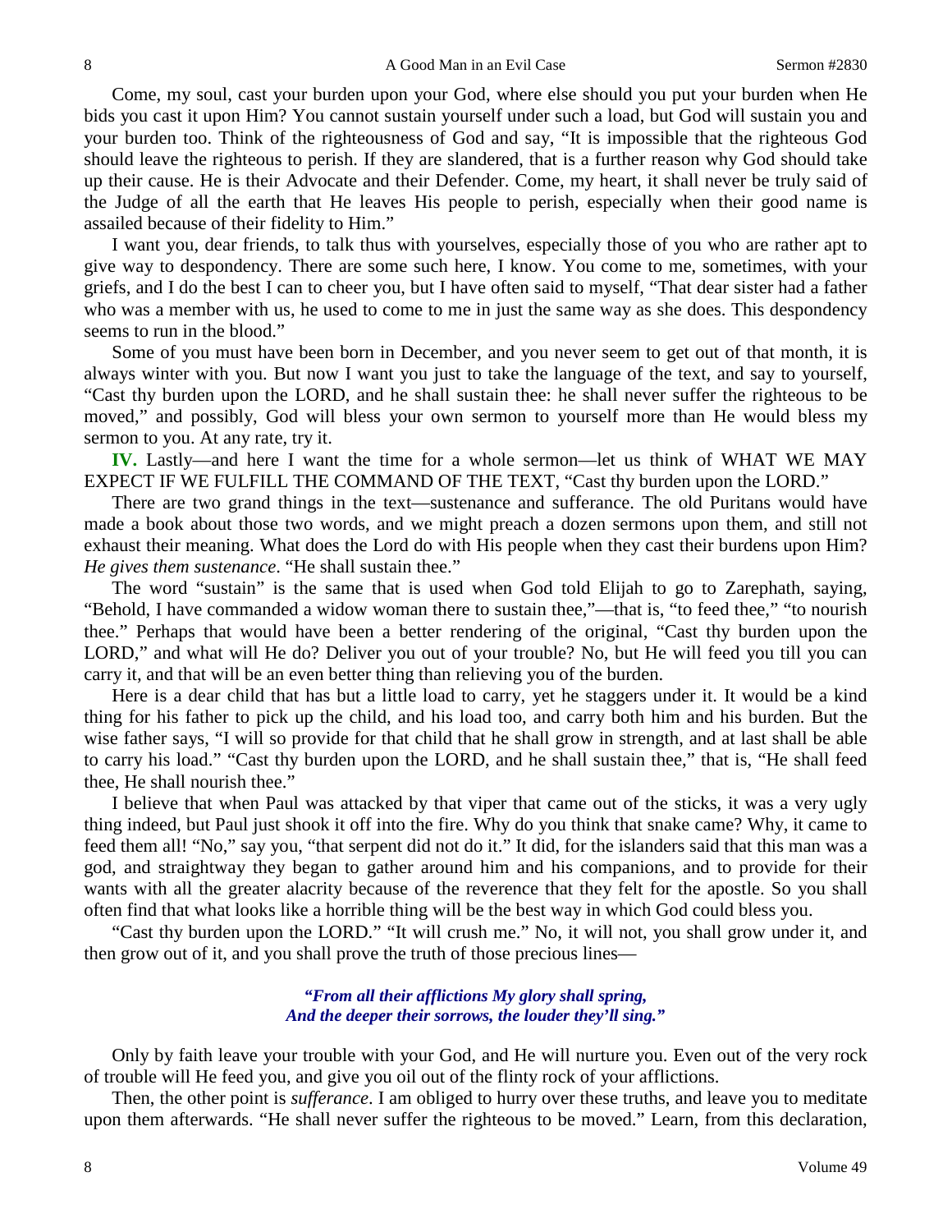Come, my soul, cast your burden upon your God, where else should you put your burden when He bids you cast it upon Him? You cannot sustain yourself under such a load, but God will sustain you and your burden too. Think of the righteousness of God and say, "It is impossible that the righteous God should leave the righteous to perish. If they are slandered, that is a further reason why God should take up their cause. He is their Advocate and their Defender. Come, my heart, it shall never be truly said of the Judge of all the earth that He leaves His people to perish, especially when their good name is assailed because of their fidelity to Him."

I want you, dear friends, to talk thus with yourselves, especially those of you who are rather apt to give way to despondency. There are some such here, I know. You come to me, sometimes, with your griefs, and I do the best I can to cheer you, but I have often said to myself, "That dear sister had a father who was a member with us, he used to come to me in just the same way as she does. This despondency seems to run in the blood."

Some of you must have been born in December, and you never seem to get out of that month, it is always winter with you. But now I want you just to take the language of the text, and say to yourself, "Cast thy burden upon the LORD, and he shall sustain thee: he shall never suffer the righteous to be moved," and possibly, God will bless your own sermon to yourself more than He would bless my sermon to you. At any rate, try it.

**IV.** Lastly—and here I want the time for a whole sermon—let us think of WHAT WE MAY EXPECT IF WE FULFILL THE COMMAND OF THE TEXT, "Cast thy burden upon the LORD."

There are two grand things in the text—sustenance and sufferance. The old Puritans would have made a book about those two words, and we might preach a dozen sermons upon them, and still not exhaust their meaning. What does the Lord do with His people when they cast their burdens upon Him? *He gives them sustenance*. "He shall sustain thee."

The word "sustain" is the same that is used when God told Elijah to go to Zarephath, saying, "Behold, I have commanded a widow woman there to sustain thee,"—that is, "to feed thee," "to nourish thee." Perhaps that would have been a better rendering of the original, "Cast thy burden upon the LORD," and what will He do? Deliver you out of your trouble? No, but He will feed you till you can carry it, and that will be an even better thing than relieving you of the burden.

Here is a dear child that has but a little load to carry, yet he staggers under it. It would be a kind thing for his father to pick up the child, and his load too, and carry both him and his burden. But the wise father says, "I will so provide for that child that he shall grow in strength, and at last shall be able to carry his load." "Cast thy burden upon the LORD, and he shall sustain thee," that is, "He shall feed thee, He shall nourish thee."

I believe that when Paul was attacked by that viper that came out of the sticks, it was a very ugly thing indeed, but Paul just shook it off into the fire. Why do you think that snake came? Why, it came to feed them all! "No," say you, "that serpent did not do it." It did, for the islanders said that this man was a god, and straightway they began to gather around him and his companions, and to provide for their wants with all the greater alacrity because of the reverence that they felt for the apostle. So you shall often find that what looks like a horrible thing will be the best way in which God could bless you.

"Cast thy burden upon the LORD." "It will crush me." No, it will not, you shall grow under it, and then grow out of it, and you shall prove the truth of those precious lines—

*"From all their afflictions My glory shall spring,*
*And the deeper their sorrows, the louder they'll sing."*

Only by faith leave your trouble with your God, and He will nurture you. Even out of the very rock of trouble will He feed you, and give you oil out of the flinty rock of your afflictions.

Then, the other point is *sufferance*. I am obliged to hurry over these truths, and leave you to meditate upon them afterwards. "He shall never suffer the righteous to be moved." Learn, from this declaration,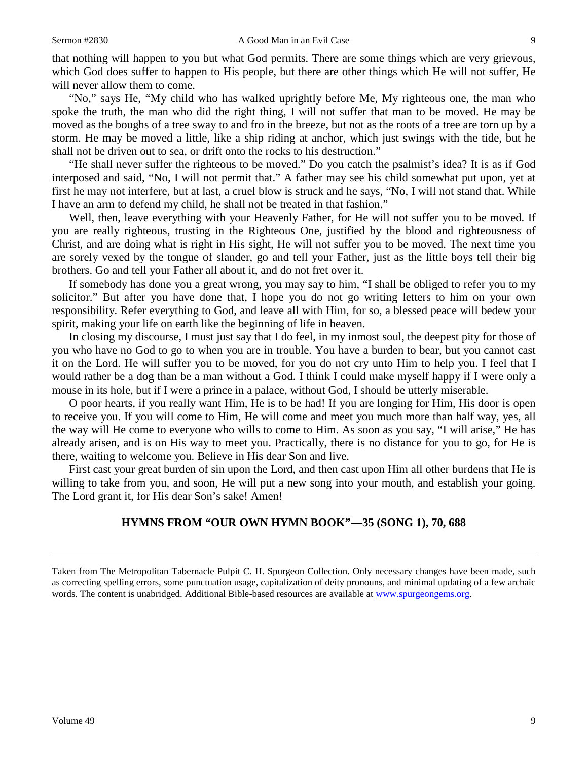that nothing will happen to you but what God permits. There are some things which are very grievous, which God does suffer to happen to His people, but there are other things which He will not suffer, He will never allow them to come.

"No," says He, "My child who has walked uprightly before Me, My righteous one, the man who spoke the truth, the man who did the right thing, I will not suffer that man to be moved. He may be moved as the boughs of a tree sway to and fro in the breeze, but not as the roots of a tree are torn up by a storm. He may be moved a little, like a ship riding at anchor, which just swings with the tide, but he shall not be driven out to sea, or drift onto the rocks to his destruction."

"He shall never suffer the righteous to be moved." Do you catch the psalmist's idea? It is as if God interposed and said, "No, I will not permit that." A father may see his child somewhat put upon, yet at first he may not interfere, but at last, a cruel blow is struck and he says, "No, I will not stand that. While I have an arm to defend my child, he shall not be treated in that fashion."

Well, then, leave everything with your Heavenly Father, for He will not suffer you to be moved. If you are really righteous, trusting in the Righteous One, justified by the blood and righteousness of Christ, and are doing what is right in His sight, He will not suffer you to be moved. The next time you are sorely vexed by the tongue of slander, go and tell your Father, just as the little boys tell their big brothers. Go and tell your Father all about it, and do not fret over it.

If somebody has done you a great wrong, you may say to him, "I shall be obliged to refer you to my solicitor." But after you have done that, I hope you do not go writing letters to him on your own responsibility. Refer everything to God, and leave all with Him, for so, a blessed peace will bedew your spirit, making your life on earth like the beginning of life in heaven.

In closing my discourse, I must just say that I do feel, in my inmost soul, the deepest pity for those of you who have no God to go to when you are in trouble. You have a burden to bear, but you cannot cast it on the Lord. He will suffer you to be moved, for you do not cry unto Him to help you. I feel that I would rather be a dog than be a man without a God. I think I could make myself happy if I were only a mouse in its hole, but if I were a prince in a palace, without God, I should be utterly miserable.

O poor hearts, if you really want Him, He is to be had! If you are longing for Him, His door is open to receive you. If you will come to Him, He will come and meet you much more than half way, yes, all the way will He come to everyone who wills to come to Him. As soon as you say, "I will arise," He has already arisen, and is on His way to meet you. Practically, there is no distance for you to go, for He is there, waiting to welcome you. Believe in His dear Son and live.

First cast your great burden of sin upon the Lord, and then cast upon Him all other burdens that He is willing to take from you, and soon, He will put a new song into your mouth, and establish your going. The Lord grant it, for His dear Son's sake! Amen!

**HYMNS FROM "OUR OWN HYMN BOOK"—35 (SONG 1), 70, 688**

---

Taken from The Metropolitan Tabernacle Pulpit C. H. Spurgeon Collection. Only necessary changes have been made, such as correcting spelling errors, some punctuation usage, capitalization of deity pronouns, and minimal updating of a few archaic words. The content is unabridged. Additional Bible-based resources are available at www.spurgeongems.org.